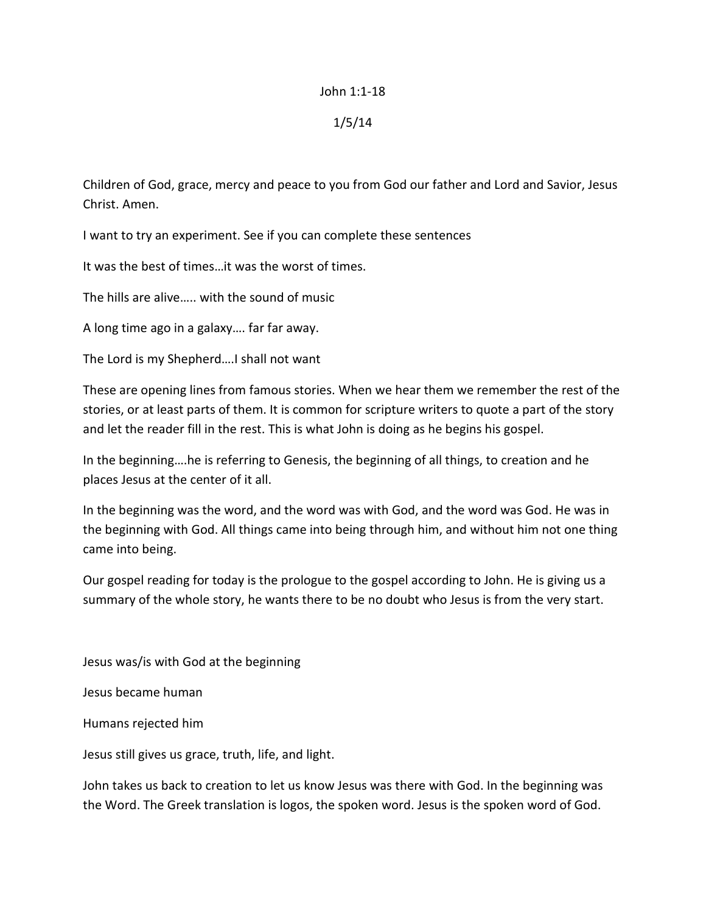John 1:1-18

1/5/14

Children of God, grace, mercy and peace to you from God our father and Lord and Savior, Jesus Christ. Amen.

I want to try an experiment. See if you can complete these sentences

It was the best of times…it was the worst of times.

The hills are alive….. with the sound of music

A long time ago in a galaxy…. far far away.

The Lord is my Shepherd….I shall not want

These are opening lines from famous stories. When we hear them we remember the rest of the stories, or at least parts of them. It is common for scripture writers to quote a part of the story and let the reader fill in the rest. This is what John is doing as he begins his gospel.

In the beginning….he is referring to Genesis, the beginning of all things, to creation and he places Jesus at the center of it all.

In the beginning was the word, and the word was with God, and the word was God. He was in the beginning with God. All things came into being through him, and without him not one thing came into being.

Our gospel reading for today is the prologue to the gospel according to John. He is giving us a summary of the whole story, he wants there to be no doubt who Jesus is from the very start.

Jesus was/is with God at the beginning

Jesus became human

Humans rejected him

Jesus still gives us grace, truth, life, and light.

John takes us back to creation to let us know Jesus was there with God. In the beginning was the Word. The Greek translation is logos, the spoken word. Jesus is the spoken word of God.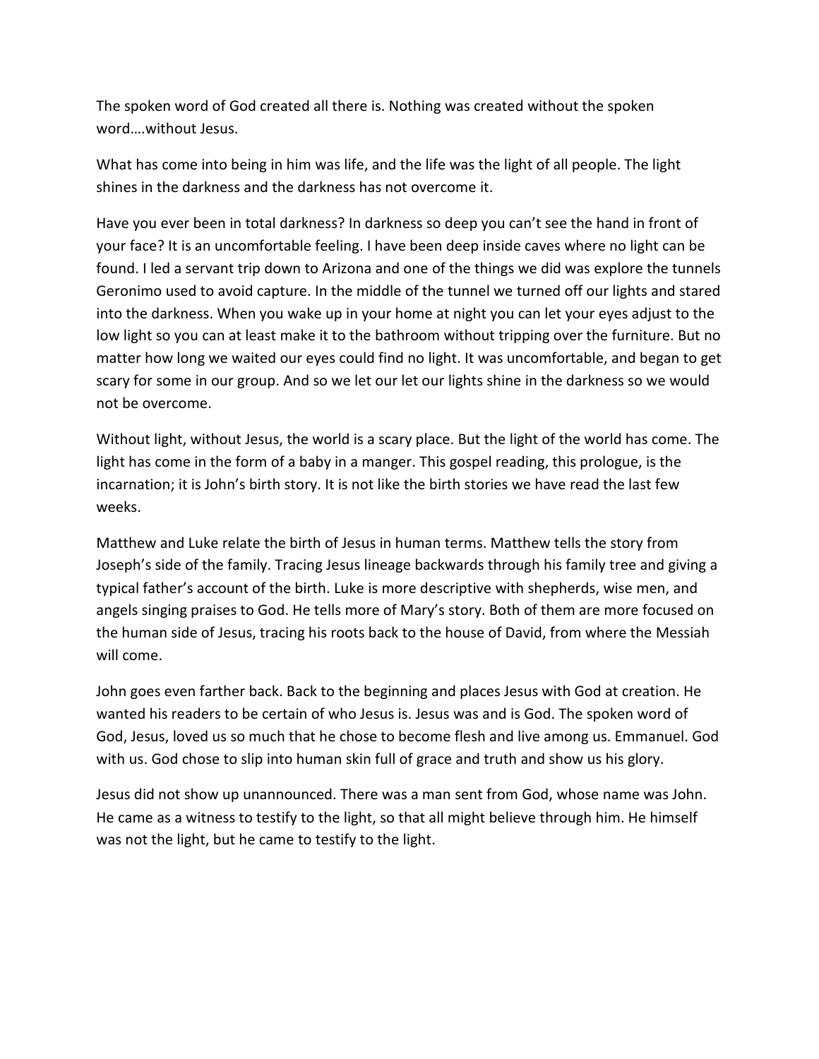The spoken word of God created all there is. Nothing was created without the spoken word….without Jesus.

What has come into being in him was life, and the life was the light of all people. The light shines in the darkness and the darkness has not overcome it.

Have you ever been in total darkness? In darkness so deep you can't see the hand in front of your face? It is an uncomfortable feeling. I have been deep inside caves where no light can be found. I led a servant trip down to Arizona and one of the things we did was explore the tunnels Geronimo used to avoid capture. In the middle of the tunnel we turned off our lights and stared into the darkness. When you wake up in your home at night you can let your eyes adjust to the low light so you can at least make it to the bathroom without tripping over the furniture. But no matter how long we waited our eyes could find no light. It was uncomfortable, and began to get scary for some in our group. And so we let our let our lights shine in the darkness so we would not be overcome.

Without light, without Jesus, the world is a scary place. But the light of the world has come. The light has come in the form of a baby in a manger. This gospel reading, this prologue, is the incarnation; it is John's birth story. It is not like the birth stories we have read the last few weeks.

Matthew and Luke relate the birth of Jesus in human terms. Matthew tells the story from Joseph's side of the family. Tracing Jesus lineage backwards through his family tree and giving a typical father's account of the birth. Luke is more descriptive with shepherds, wise men, and angels singing praises to God. He tells more of Mary's story. Both of them are more focused on the human side of Jesus, tracing his roots back to the house of David, from where the Messiah will come.

John goes even farther back. Back to the beginning and places Jesus with God at creation. He wanted his readers to be certain of who Jesus is. Jesus was and is God. The spoken word of God, Jesus, loved us so much that he chose to become flesh and live among us. Emmanuel. God with us. God chose to slip into human skin full of grace and truth and show us his glory.

Jesus did not show up unannounced. There was a man sent from God, whose name was John. He came as a witness to testify to the light, so that all might believe through him. He himself was not the light, but he came to testify to the light.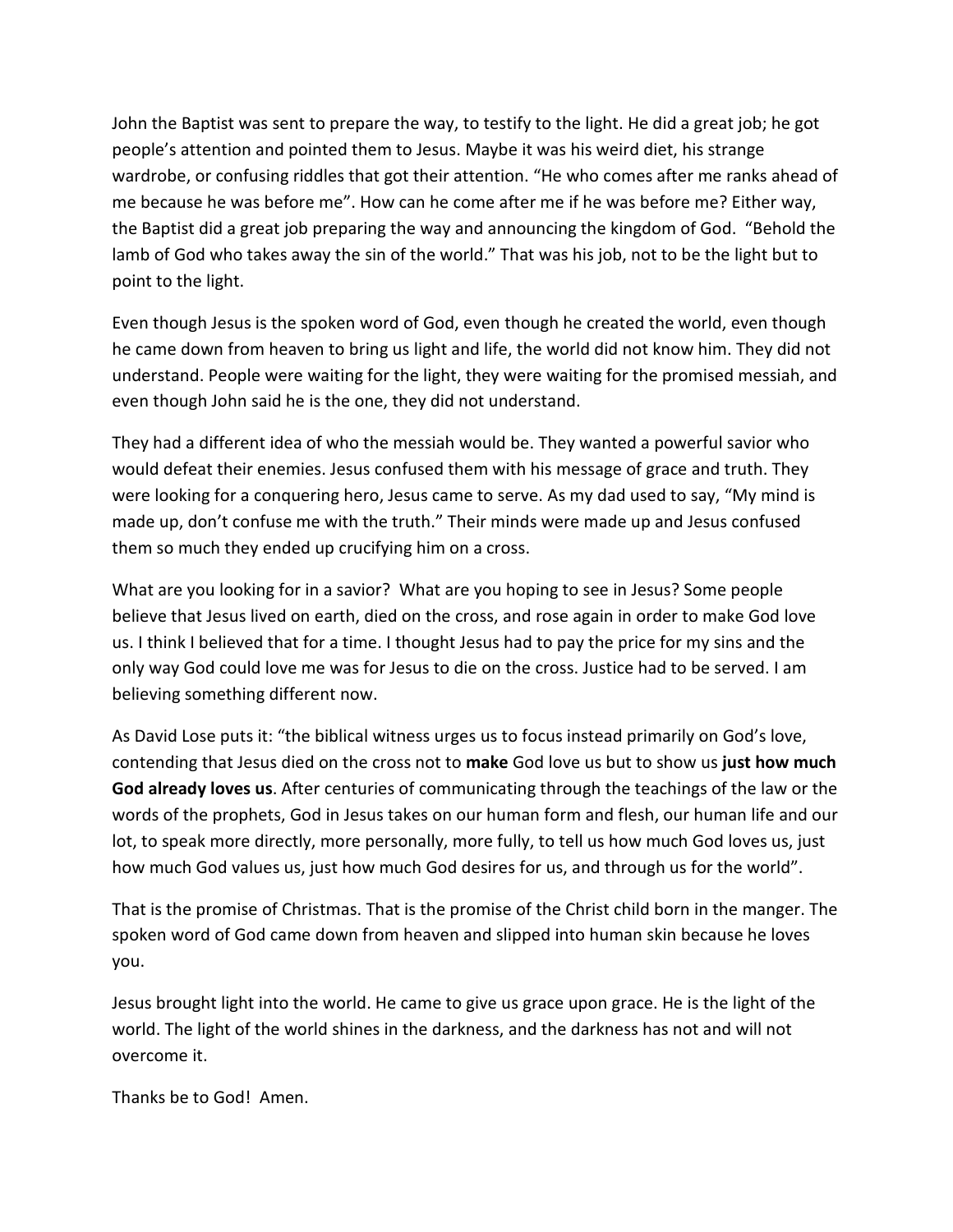John the Baptist was sent to prepare the way, to testify to the light. He did a great job; he got people's attention and pointed them to Jesus. Maybe it was his weird diet, his strange wardrobe, or confusing riddles that got their attention. "He who comes after me ranks ahead of me because he was before me". How can he come after me if he was before me? Either way, the Baptist did a great job preparing the way and announcing the kingdom of God. "Behold the lamb of God who takes away the sin of the world." That was his job, not to be the light but to point to the light.

Even though Jesus is the spoken word of God, even though he created the world, even though he came down from heaven to bring us light and life, the world did not know him. They did not understand. People were waiting for the light, they were waiting for the promised messiah, and even though John said he is the one, they did not understand.

They had a different idea of who the messiah would be. They wanted a powerful savior who would defeat their enemies. Jesus confused them with his message of grace and truth. They were looking for a conquering hero, Jesus came to serve. As my dad used to say, "My mind is made up, don't confuse me with the truth." Their minds were made up and Jesus confused them so much they ended up crucifying him on a cross.

What are you looking for in a savior? What are you hoping to see in Jesus? Some people believe that Jesus lived on earth, died on the cross, and rose again in order to make God love us. I think I believed that for a time. I thought Jesus had to pay the price for my sins and the only way God could love me was for Jesus to die on the cross. Justice had to be served. I am believing something different now.

As David Lose puts it: "the biblical witness urges us to focus instead primarily on God's love, contending that Jesus died on the cross not to **make** God love us but to show us **just how much God already loves us**. After centuries of communicating through the teachings of the law or the words of the prophets, God in Jesus takes on our human form and flesh, our human life and our lot, to speak more directly, more personally, more fully, to tell us how much God loves us, just how much God values us, just how much God desires for us, and through us for the world".

That is the promise of Christmas. That is the promise of the Christ child born in the manger. The spoken word of God came down from heaven and slipped into human skin because he loves you.

Jesus brought light into the world. He came to give us grace upon grace. He is the light of the world. The light of the world shines in the darkness, and the darkness has not and will not overcome it.

Thanks be to God! Amen.